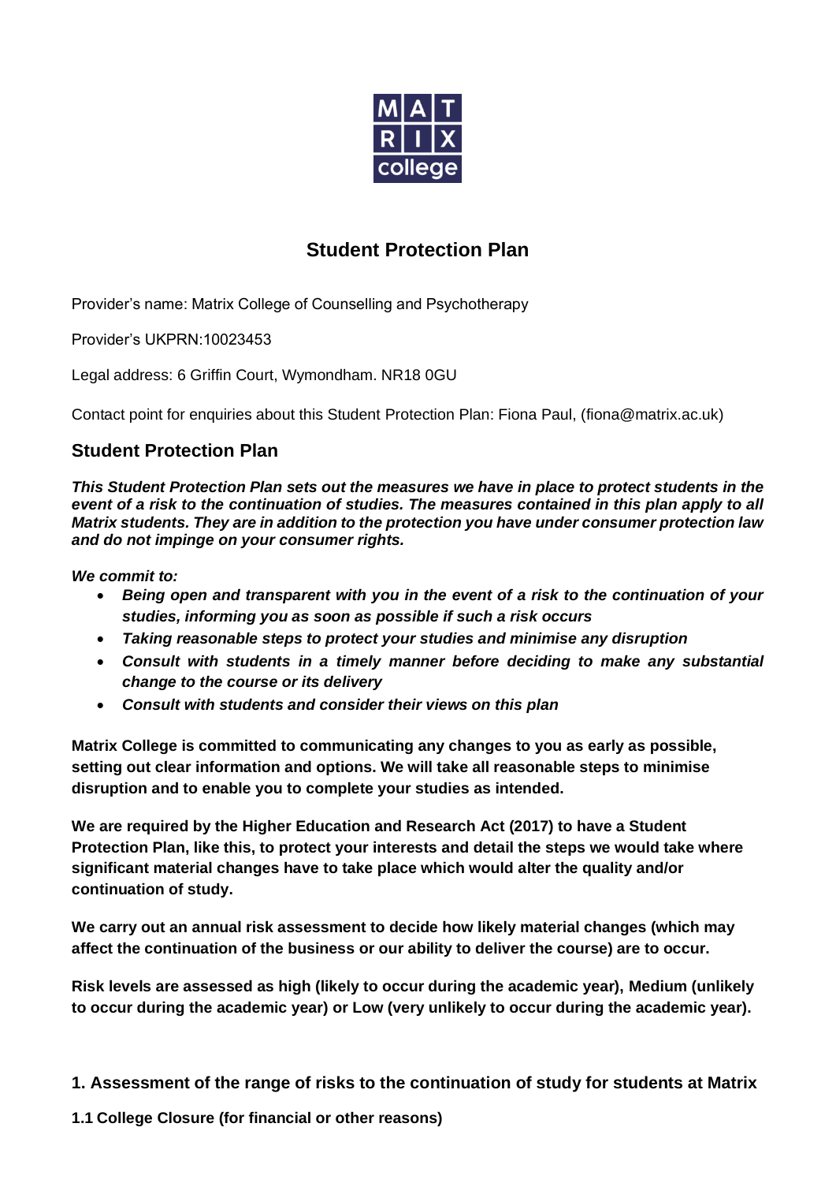# Student Protection Plan

Provider's name: Matrix College of Counselling and Psychotherapy

Provider's UKPRN:10023453

Legal address: 6 Griffin Court, Wymondham. NR18 0GU

Contact point for enquiries about this Student Protection Plan: Fiona Paul, (fiona@matrix.ac.uk)

## Student Protection Plan

***This Student Protection Plan sets out the measures we have in place to protect students in the event of a risk to the continuation of studies. The measures contained in this plan apply to all Matrix students. They are in addition to the protection you have under consumer protection law and do not impinge on your consumer rights.***

***We commit to:***

- ***Being open and transparent with you in the event of a risk to the continuation of your studies, informing you as soon as possible if such a risk occurs***
- ***Taking reasonable steps to protect your studies and minimise any disruption***
- ***Consult with students in a timely manner before deciding to make any substantial change to the course or its delivery***
- ***Consult with students and consider their views on this plan***

**Matrix College is committed to communicating any changes to you as early as possible, setting out clear information and options. We will take all reasonable steps to minimise disruption and to enable you to complete your studies as intended.**

**We are required by the Higher Education and Research Act (2017) to have a Student Protection Plan, like this, to protect your interests and detail the steps we would take where significant material changes have to take place which would alter the quality and/or continuation of study.**

**We carry out an annual risk assessment to decide how likely material changes (which may affect the continuation of the business or our ability to deliver the course) are to occur.**

**Risk levels are assessed as high (likely to occur during the academic year), Medium (unlikely to occur during the academic year) or Low (very unlikely to occur during the academic year).**

### 1. Assessment of the range of risks to the continuation of study for students at Matrix

**1.1 College Closure (for financial or other reasons)**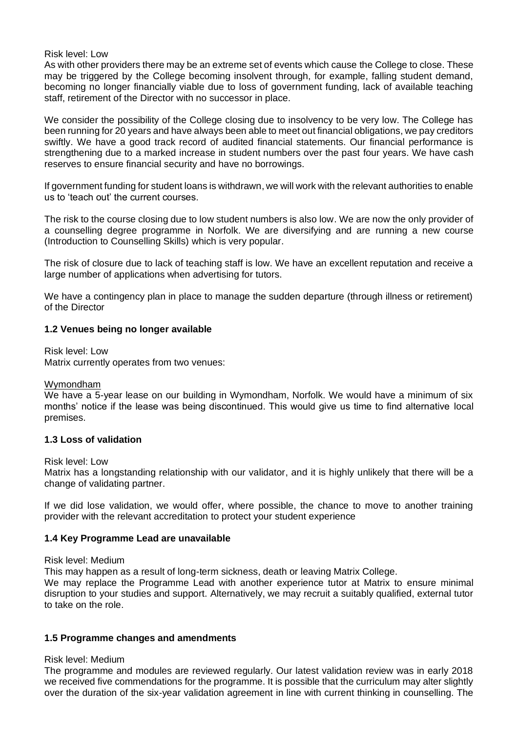Risk level: Low

As with other providers there may be an extreme set of events which cause the College to close. These may be triggered by the College becoming insolvent through, for example, falling student demand, becoming no longer financially viable due to loss of government funding, lack of available teaching staff, retirement of the Director with no successor in place.

We consider the possibility of the College closing due to insolvency to be very low. The College has been running for 20 years and have always been able to meet out financial obligations, we pay creditors swiftly. We have a good track record of audited financial statements. Our financial performance is strengthening due to a marked increase in student numbers over the past four years. We have cash reserves to ensure financial security and have no borrowings.

If government funding for student loans is withdrawn, we will work with the relevant authorities to enable us to 'teach out' the current courses.

The risk to the course closing due to low student numbers is also low. We are now the only provider of a counselling degree programme in Norfolk. We are diversifying and are running a new course (Introduction to Counselling Skills) which is very popular.

The risk of closure due to lack of teaching staff is low. We have an excellent reputation and receive a large number of applications when advertising for tutors.

We have a contingency plan in place to manage the sudden departure (through illness or retirement) of the Director

### 1.2 Venues being no longer available

Risk level: Low

Matrix currently operates from two venues:

Wymondham

We have a 5-year lease on our building in Wymondham, Norfolk. We would have a minimum of six months' notice if the lease was being discontinued. This would give us time to find alternative local premises.

### 1.3 Loss of validation

Risk level: Low

Matrix has a longstanding relationship with our validator, and it is highly unlikely that there will be a change of validating partner.

If we did lose validation, we would offer, where possible, the chance to move to another training provider with the relevant accreditation to protect your student experience

### 1.4 Key Programme Lead are unavailable

Risk level: Medium

This may happen as a result of long-term sickness, death or leaving Matrix College.

We may replace the Programme Lead with another experience tutor at Matrix to ensure minimal disruption to your studies and support. Alternatively, we may recruit a suitably qualified, external tutor to take on the role.

### 1.5 Programme changes and amendments

Risk level: Medium

The programme and modules are reviewed regularly. Our latest validation review was in early 2018 we received five commendations for the programme. It is possible that the curriculum may alter slightly over the duration of the six-year validation agreement in line with current thinking in counselling. The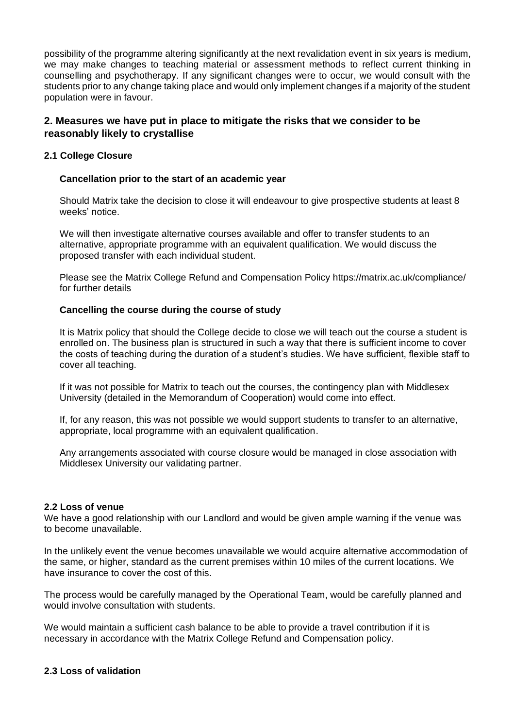possibility of the programme altering significantly at the next revalidation event in six years is medium, we may make changes to teaching material or assessment methods to reflect current thinking in counselling and psychotherapy. If any significant changes were to occur, we would consult with the students prior to any change taking place and would only implement changes if a majority of the student population were in favour.

## 2. Measures we have put in place to mitigate the risks that we consider to be reasonably likely to crystallise

### 2.1 College Closure

**Cancellation prior to the start of an academic year**

Should Matrix take the decision to close it will endeavour to give prospective students at least 8 weeks' notice.

We will then investigate alternative courses available and offer to transfer students to an alternative, appropriate programme with an equivalent qualification. We would discuss the proposed transfer with each individual student.

Please see the Matrix College Refund and Compensation Policy https://matrix.ac.uk/compliance/ for further details

**Cancelling the course during the course of study**

It is Matrix policy that should the College decide to close we will teach out the course a student is enrolled on. The business plan is structured in such a way that there is sufficient income to cover the costs of teaching during the duration of a student's studies. We have sufficient, flexible staff to cover all teaching.

If it was not possible for Matrix to teach out the courses, the contingency plan with Middlesex University (detailed in the Memorandum of Cooperation) would come into effect.

If, for any reason, this was not possible we would support students to transfer to an alternative, appropriate, local programme with an equivalent qualification.

Any arrangements associated with course closure would be managed in close association with Middlesex University our validating partner.

### 2.2 Loss of venue

We have a good relationship with our Landlord and would be given ample warning if the venue was to become unavailable.

In the unlikely event the venue becomes unavailable we would acquire alternative accommodation of the same, or higher, standard as the current premises within 10 miles of the current locations. We have insurance to cover the cost of this.

The process would be carefully managed by the Operational Team, would be carefully planned and would involve consultation with students.

We would maintain a sufficient cash balance to be able to provide a travel contribution if it is necessary in accordance with the Matrix College Refund and Compensation policy.

### 2.3 Loss of validation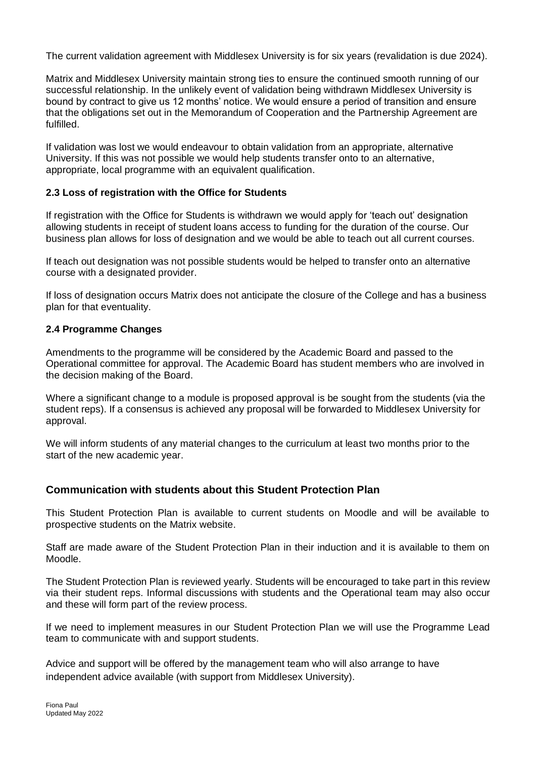The current validation agreement with Middlesex University is for six years (revalidation is due 2024).

Matrix and Middlesex University maintain strong ties to ensure the continued smooth running of our successful relationship. In the unlikely event of validation being withdrawn Middlesex University is bound by contract to give us 12 months' notice. We would ensure a period of transition and ensure that the obligations set out in the Memorandum of Cooperation and the Partnership Agreement are fulfilled.

If validation was lost we would endeavour to obtain validation from an appropriate, alternative University. If this was not possible we would help students transfer onto to an alternative, appropriate, local programme with an equivalent qualification.

### 2.3 Loss of registration with the Office for Students

If registration with the Office for Students is withdrawn we would apply for 'teach out' designation allowing students in receipt of student loans access to funding for the duration of the course. Our business plan allows for loss of designation and we would be able to teach out all current courses.

If teach out designation was not possible students would be helped to transfer onto an alternative course with a designated provider.

If loss of designation occurs Matrix does not anticipate the closure of the College and has a business plan for that eventuality.

### 2.4 Programme Changes

Amendments to the programme will be considered by the Academic Board and passed to the Operational committee for approval. The Academic Board has student members who are involved in the decision making of the Board.

Where a significant change to a module is proposed approval is be sought from the students (via the student reps). If a consensus is achieved any proposal will be forwarded to Middlesex University for approval.

We will inform students of any material changes to the curriculum at least two months prior to the start of the new academic year.

## Communication with students about this Student Protection Plan

This Student Protection Plan is available to current students on Moodle and will be available to prospective students on the Matrix website.

Staff are made aware of the Student Protection Plan in their induction and it is available to them on Moodle.

The Student Protection Plan is reviewed yearly. Students will be encouraged to take part in this review via their student reps. Informal discussions with students and the Operational team may also occur and these will form part of the review process.

If we need to implement measures in our Student Protection Plan we will use the Programme Lead team to communicate with and support students.

Advice and support will be offered by the management team who will also arrange to have independent advice available (with support from Middlesex University).

Fiona Paul
Updated May 2022